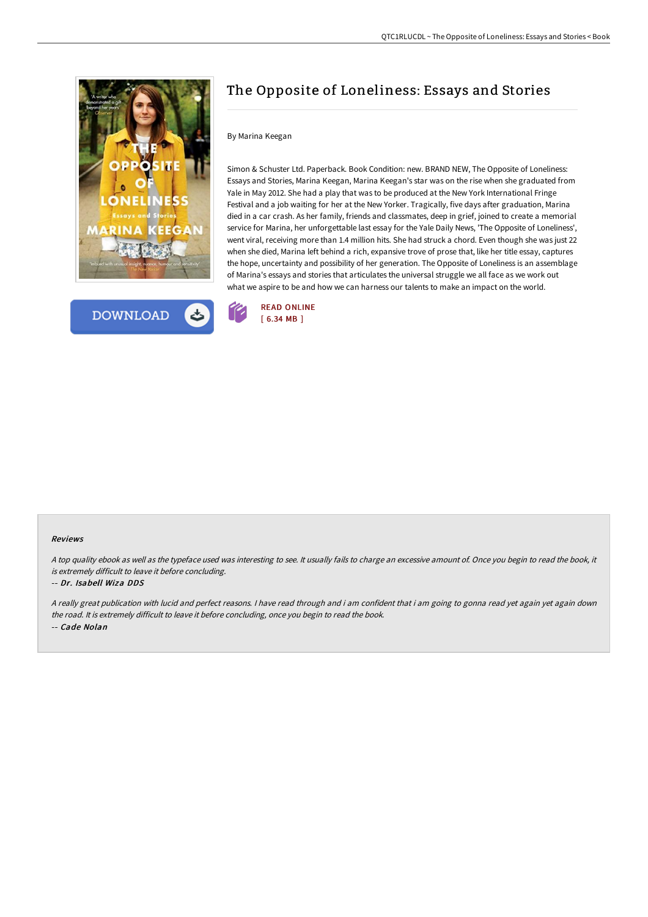# The Opposite of Loneliness: Essays and Stories

By Marina Keegan

Simon & Schuster Ltd. Paperback. Book Condition: new. BRAND NEW, The Opposite of Loneliness: Essays and Stories, Marina Keegan, Marina Keegan's star was on the rise when she graduated from Yale in May 2012. She had a play that was to be produced at the New York International Fringe Festival and a job waiting for her at the New Yorker. Tragically, five days after graduation, Marina died in a car crash. As her family, friends and classmates, deep in grief, joined to create a memorial service for Marina, her unforgettable last essay for the Yale Daily News, 'The Opposite of Loneliness', went viral, receiving more than 1.4 million hits. She had struck a chord. Even though she was just 22 when she died, Marina left behind a rich, expansive trove of prose that, like her title essay, captures the hope, uncertainty and possibility of her generation. The Opposite of Loneliness is an assemblage of Marina's essays and stories that articulates the universal struggle we all face as we work out what we aspire to be and how we can harness our talents to make an impact on the world.

DOWNLOAD

READ ONLINE
[ 6.34 MB ]

#### Reviews

*A top quality ebook as well as the typeface used was interesting to see. It usually fails to charge an excessive amount of. Once you begin to read the book, it is extremely difficult to leave it before concluding.*

-- ***Dr. Isabell Wiza DDS***

*A really great publication with lucid and perfect reasons. I have read through and i am confident that i am going to gonna read yet again yet again down the road. It is extremely difficult to leave it before concluding, once you begin to read the book.*

-- ***Cade Nolan***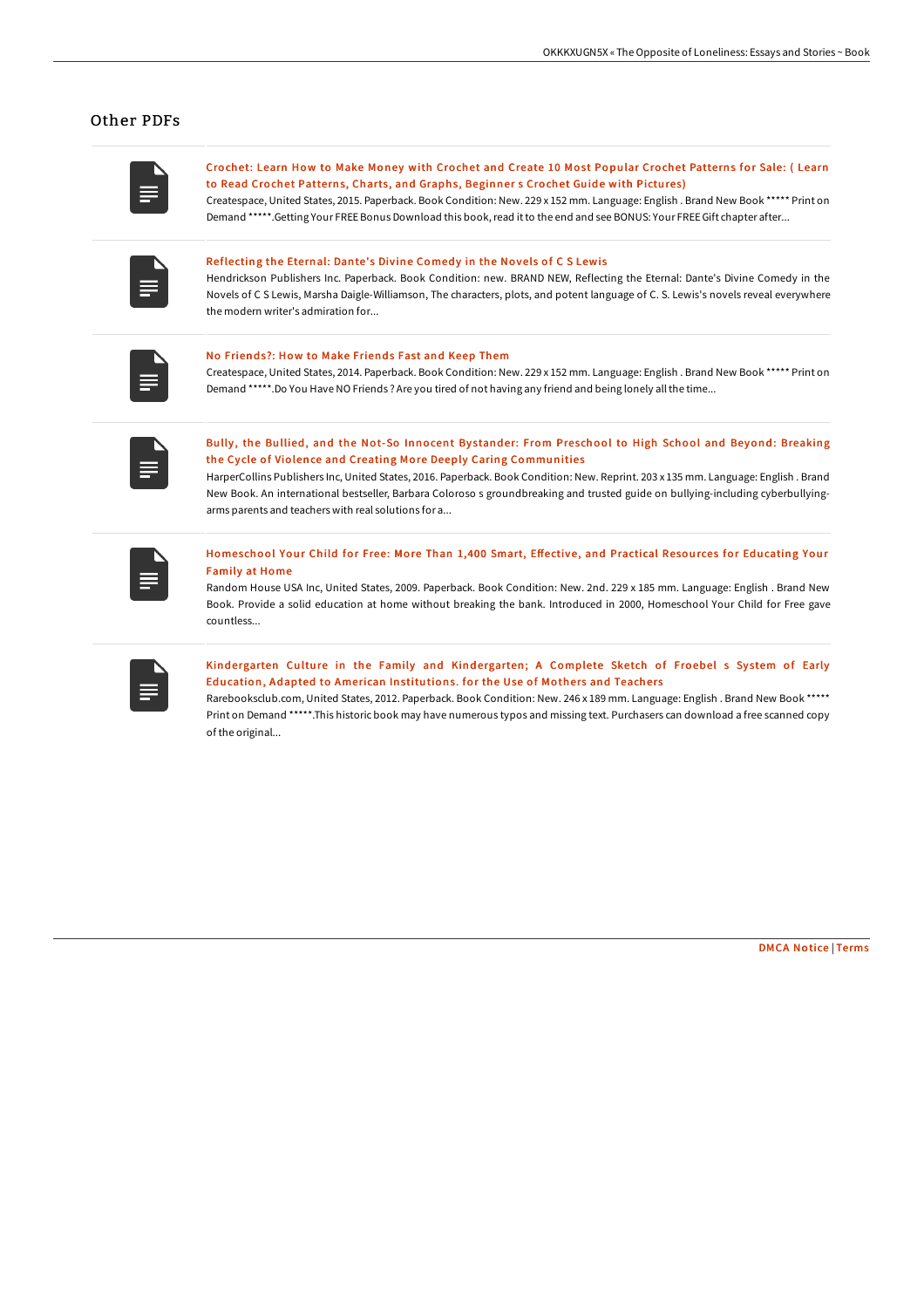## Other PDFs

**Crochet: Learn How to Make Money with Crochet and Create 10 Most Popular Crochet Patterns for Sale: ( Learn to Read Crochet Patterns, Charts, and Graphs, Beginner s Crochet Guide with Pictures)**

Createspace, United States, 2015. Paperback. Book Condition: New. 229 x 152 mm. Language: English . Brand New Book ***** Print on Demand *****.Getting Your FREE Bonus Download this book, read it to the end and see BONUS: Your FREE Gift chapter after...

**Reflecting the Eternal: Dante's Divine Comedy in the Novels of C S Lewis**

Hendrickson Publishers Inc. Paperback. Book Condition: new. BRAND NEW, Reflecting the Eternal: Dante's Divine Comedy in the Novels of C S Lewis, Marsha Daigle-Williamson, The characters, plots, and potent language of C. S. Lewis's novels reveal everywhere the modern writer's admiration for...

**No Friends?: How to Make Friends Fast and Keep Them**

Createspace, United States, 2014. Paperback. Book Condition: New. 229 x 152 mm. Language: English . Brand New Book ***** Print on Demand *****.Do You Have NO Friends ? Are you tired of not having any friend and being lonely all the time...

**Bully, the Bullied, and the Not-So Innocent Bystander: From Preschool to High School and Beyond: Breaking the Cycle of Violence and Creating More Deeply Caring Communities**

HarperCollins Publishers Inc, United States, 2016. Paperback. Book Condition: New. Reprint. 203 x 135 mm. Language: English . Brand New Book. An international bestseller, Barbara Coloroso s groundbreaking and trusted guide on bullying-including cyberbullying-arms parents and teachers with real solutions for a...

**Homeschool Your Child for Free: More Than 1,400 Smart, Effective, and Practical Resources for Educating Your Family at Home**

Random House USA Inc, United States, 2009. Paperback. Book Condition: New. 2nd. 229 x 185 mm. Language: English . Brand New Book. Provide a solid education at home without breaking the bank. Introduced in 2000, Homeschool Your Child for Free gave countless...

**Kindergarten Culture in the Family and Kindergarten; A Complete Sketch of Froebel s System of Early Education, Adapted to American Institutions. for the Use of Mothers and Teachers**

Rarebooksclub.com, United States, 2012. Paperback. Book Condition: New. 246 x 189 mm. Language: English . Brand New Book ***** Print on Demand *****.This historic book may have numerous typos and missing text. Purchasers can download a free scanned copy of the original...